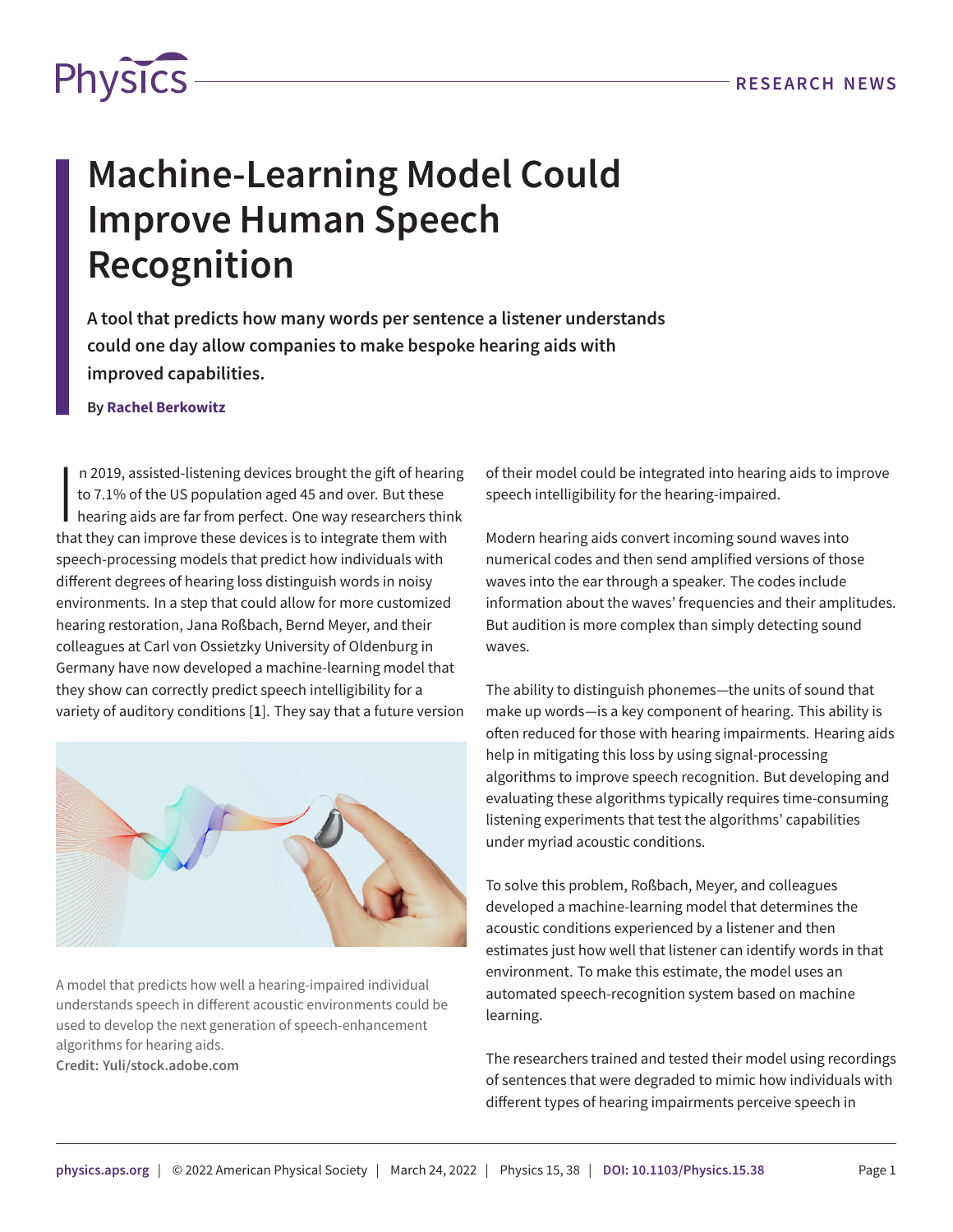# Machine-Learning Model Could Improve Human Speech Recognition

**A tool that predicts how many words per sentence a listener understands could one day allow companies to make bespoke hearing aids with improved capabilities.**

**By Rachel Berkowitz**

In 2019, assisted-listening devices brought the gift of hearing to 7.1% of the US population aged 45 and over. But these hearing aids are far from perfect. One way researchers think that they can improve these devices is to integrate them with speech-processing models that predict how individuals with different degrees of hearing loss distinguish words in noisy environments. In a step that could allow for more customized hearing restoration, Jana Roßbach, Bernd Meyer, and their colleagues at Carl von Ossietzky University of Oldenburg in Germany have now developed a machine-learning model that they show can correctly predict speech intelligibility for a variety of auditory conditions [**1**]. They say that a future version of their model could be integrated into hearing aids to improve speech intelligibility for the hearing-impaired.

A model that predicts how well a hearing-impaired individual understands speech in different acoustic environments could be used to develop the next generation of speech-enhancement algorithms for hearing aids.
**Credit: Yuli/stock.adobe.com**

Modern hearing aids convert incoming sound waves into numerical codes and then send amplified versions of those waves into the ear through a speaker. The codes include information about the waves' frequencies and their amplitudes. But audition is more complex than simply detecting sound waves.

The ability to distinguish phonemes—the units of sound that make up words—is a key component of hearing. This ability is often reduced for those with hearing impairments. Hearing aids help in mitigating this loss by using signal-processing algorithms to improve speech recognition. But developing and evaluating these algorithms typically requires time-consuming listening experiments that test the algorithms' capabilities under myriad acoustic conditions.

To solve this problem, Roßbach, Meyer, and colleagues developed a machine-learning model that determines the acoustic conditions experienced by a listener and then estimates just how well that listener can identify words in that environment. To make this estimate, the model uses an automated speech-recognition system based on machine learning.

The researchers trained and tested their model using recordings of sentences that were degraded to mimic how individuals with different types of hearing impairments perceive speech in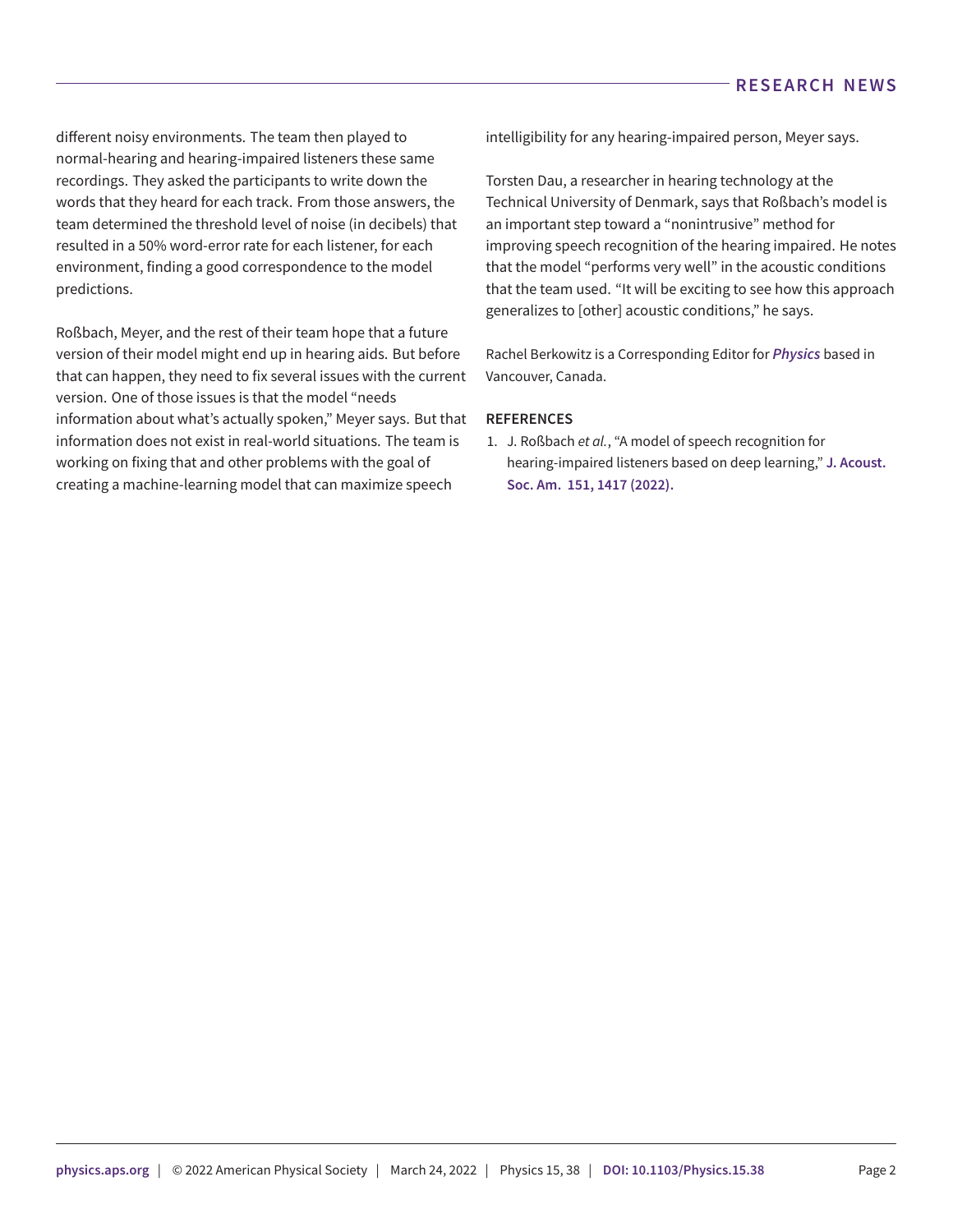different noisy environments. The team then played to normal-hearing and hearing-impaired listeners these same recordings. They asked the participants to write down the words that they heard for each track. From those answers, the team determined the threshold level of noise (in decibels) that resulted in a 50% word-error rate for each listener, for each environment, finding a good correspondence to the model predictions.

Roßbach, Meyer, and the rest of their team hope that a future version of their model might end up in hearing aids. But before that can happen, they need to fix several issues with the current version. One of those issues is that the model "needs information about what's actually spoken," Meyer says. But that information does not exist in real-world situations. The team is working on fixing that and other problems with the goal of creating a machine-learning model that can maximize speech intelligibility for any hearing-impaired person, Meyer says.

Torsten Dau, a researcher in hearing technology at the Technical University of Denmark, says that Roßbach's model is an important step toward a "nonintrusive" method for improving speech recognition of the hearing impaired. He notes that the model "performs very well" in the acoustic conditions that the team used. "It will be exciting to see how this approach generalizes to [other] acoustic conditions," he says.

Rachel Berkowitz is a Corresponding Editor for ***Physics*** based in Vancouver, Canada.

## REFERENCES

1. J. Roßbach *et al.*, "A model of speech recognition for hearing-impaired listeners based on deep learning," **J. Acoust. Soc. Am. 151, 1417 (2022).**